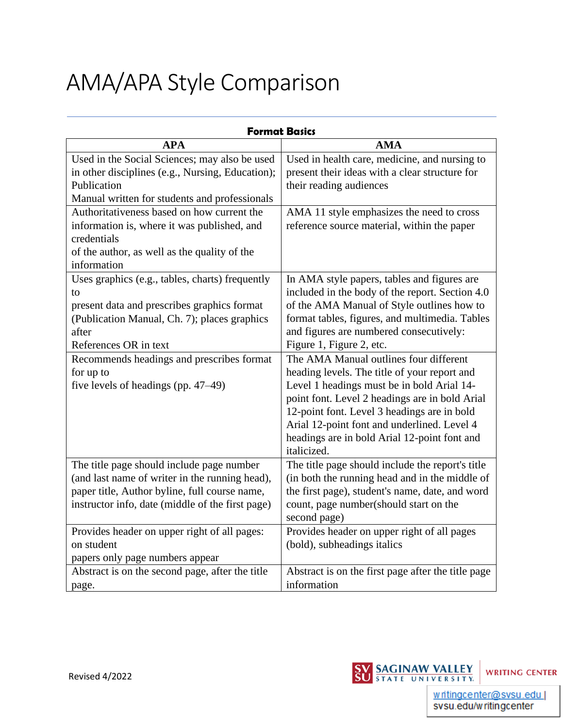# AMA/APA Style Comparison

**Format Basics**

| APA | AMA |
|---|---|
| Used in the Social Sciences; may also be used in other disciplines (e.g., Nursing, Education); Publication Manual written for students and professionals | Used in health care, medicine, and nursing to present their ideas with a clear structure for their reading audiences |
| Authoritativeness based on how current the information is, where it was published, and credentials of the author, as well as the quality of the information | AMA 11 style emphasizes the need to cross reference source material, within the paper |
| Uses graphics (e.g., tables, charts) frequently to present data and prescribes graphics format (Publication Manual, Ch. 7); places graphics after References OR in text | In AMA style papers, tables and figures are included in the body of the report. Section 4.0 of the AMA Manual of Style outlines how to format tables, figures, and multimedia. Tables and figures are numbered consecutively: Figure 1, Figure 2, etc. |
| Recommends headings and prescribes format for up to five levels of headings (pp. 47–49) | The AMA Manual outlines four different heading levels. The title of your report and Level 1 headings must be in bold Arial 14-point font. Level 2 headings are in bold Arial 12-point font. Level 3 headings are in bold Arial 12-point font and underlined. Level 4 headings are in bold Arial 12-point font and italicized. |
| The title page should include page number (and last name of writer in the running head), paper title, Author byline, full course name, instructor info, date (middle of the first page) | The title page should include the report's title (in both the running head and in the middle of the first page), student's name, date, and word count, page number(should start on the second page) |
| Provides header on upper right of all pages: on student papers only page numbers appear | Provides header on upper right of all pages (bold), subheadings italics |
| Abstract is on the second page, after the title page. | Abstract is on the first page after the title page information |

Revised 4/2022

SAGINAW VALLEY STATE UNIVERSITY WRITING CENTER
writingcenter@svsu.edu | svsu.edu/writingcenter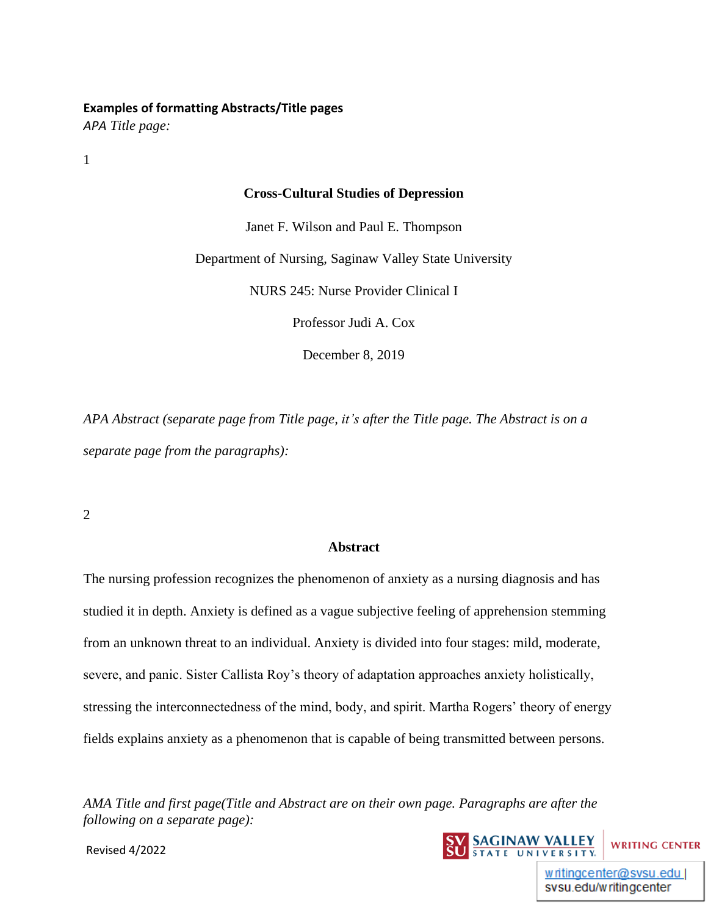**Examples of formatting Abstracts/Title pages**

*APA Title page:*

1

**Cross-Cultural Studies of Depression**

Janet F. Wilson and Paul E. Thompson

Department of Nursing, Saginaw Valley State University

NURS 245: Nurse Provider Clinical I

Professor Judi A. Cox

December 8, 2019

*APA Abstract (separate page from Title page, it's after the Title page. The Abstract is on a separate page from the paragraphs):*

2

**Abstract**

The nursing profession recognizes the phenomenon of anxiety as a nursing diagnosis and has studied it in depth. Anxiety is defined as a vague subjective feeling of apprehension stemming from an unknown threat to an individual. Anxiety is divided into four stages: mild, moderate, severe, and panic. Sister Callista Roy's theory of adaptation approaches anxiety holistically, stressing the interconnectedness of the mind, body, and spirit. Martha Rogers' theory of energy fields explains anxiety as a phenomenon that is capable of being transmitted between persons.

*AMA Title and first page(Title and Abstract are on their own page. Paragraphs are after the following on a separate page):*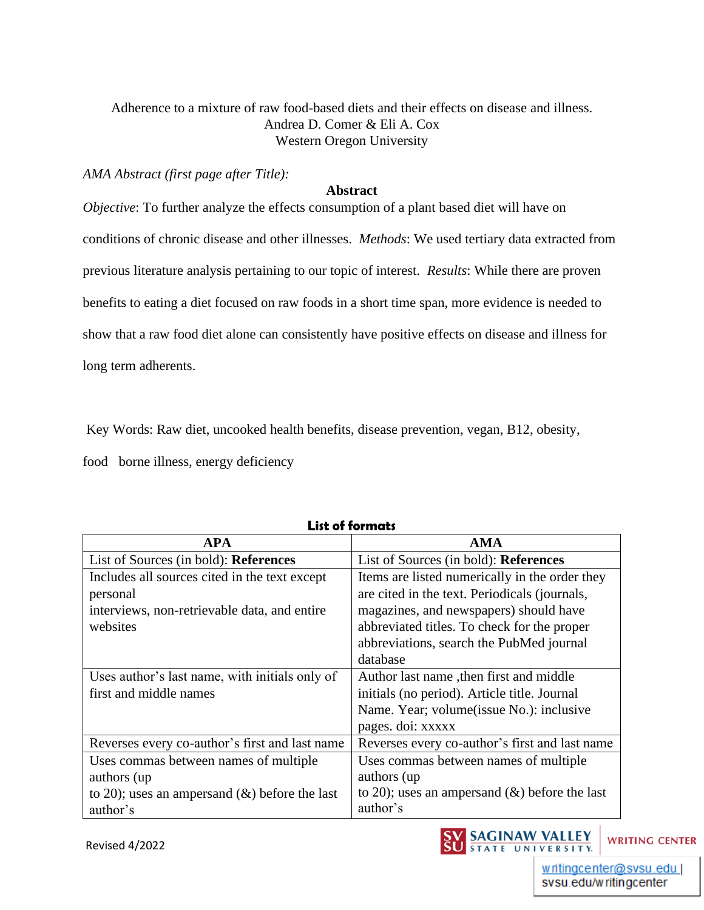Adherence to a mixture of raw food-based diets and their effects on disease and illness.
Andrea D. Comer & Eli A. Cox
Western Oregon University

*AMA Abstract (first page after Title):*

**Abstract**

*Objective*: To further analyze the effects consumption of a plant based diet will have on conditions of chronic disease and other illnesses. *Methods*: We used tertiary data extracted from previous literature analysis pertaining to our topic of interest. *Results*: While there are proven benefits to eating a diet focused on raw foods in a short time span, more evidence is needed to show that a raw food diet alone can consistently have positive effects on disease and illness for long term adherents.

Key Words: Raw diet, uncooked health benefits, disease prevention, vegan, B12, obesity, food borne illness, energy deficiency

**List of formats**

| APA | AMA |
|---|---|
| List of Sources (in bold): **References** | List of Sources (in bold): **References** |
| Includes all sources cited in the text except personal interviews, non-retrievable data, and entire websites | Items are listed numerically in the order they are cited in the text. Periodicals (journals, magazines, and newspapers) should have abbreviated titles. To check for the proper abbreviations, search the PubMed journal database |
| Uses author's last name, with initials only of first and middle names | Author last name ,then first and middle initials (no period). Article title. Journal Name. Year; volume(issue No.): inclusive pages. doi: xxxxx |
| Reverses every co-author's first and last name | Reverses every co-author's first and last name |
| Uses commas between names of multiple authors (up to 20); uses an ampersand (&) before the last author's | Uses commas between names of multiple authors (up to 20); uses an ampersand (&) before the last author's |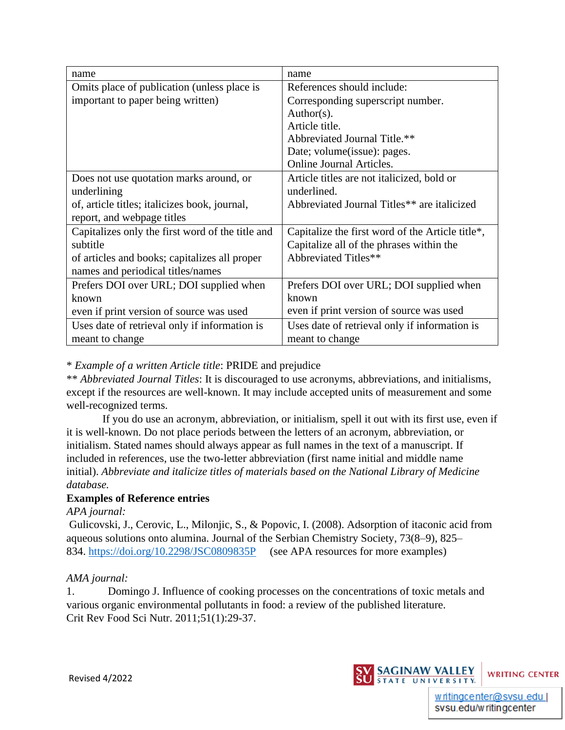| name | name |
|---|---|
| Omits place of publication (unless place is important to paper being written) | References should include:<br>Corresponding superscript number.<br>Author(s).<br>Article title.<br>Abbreviated Journal Title.**<br>Date; volume(issue): pages.<br>Online Journal Articles. |
| Does not use quotation marks around, or underlining<br>of, article titles; italicizes book, journal, report, and webpage titles | Article titles are not italicized, bold or underlined.<br>Abbreviated Journal Titles** are italicized |
| Capitalizes only the first word of the title and subtitle<br>of articles and books; capitalizes all proper names and periodical titles/names | Capitalize the first word of the Article title*, Capitalize all of the phrases within the Abbreviated Titles** |
| Prefers DOI over URL; DOI supplied when known<br>even if print version of source was used | Prefers DOI over URL; DOI supplied when known<br>even if print version of source was used |
| Uses date of retrieval only if information is meant to change | Uses date of retrieval only if information is meant to change |

\* *Example of a written Article title*: PRIDE and prejudice

\*\* *Abbreviated Journal Titles*: It is discouraged to use acronyms, abbreviations, and initialisms, except if the resources are well-known. It may include accepted units of measurement and some well-recognized terms.

If you do use an acronym, abbreviation, or initialism, spell it out with its first use, even if it is well-known. Do not place periods between the letters of an acronym, abbreviation, or initialism. Stated names should always appear as full names in the text of a manuscript. If included in references, use the two-letter abbreviation (first name initial and middle name initial). *Abbreviate and italicize titles of materials based on the National Library of Medicine database.*

**Examples of Reference entries**

*APA journal:*

Gulicovski, J., Cerovic, L., Milonjic, S., & Popovic, I. (2008). Adsorption of itaconic acid from aqueous solutions onto alumina. Journal of the Serbian Chemistry Society, 73(8–9), 825–834. https://doi.org/10.2298/JSC0809835P (see APA resources for more examples)

*AMA journal:*

1. Domingo J. Influence of cooking processes on the concentrations of toxic metals and various organic environmental pollutants in food: a review of the published literature. Crit Rev Food Sci Nutr. 2011;51(1):29-37.

Revised 4/2022

SAGINAW VALLEY STATE UNIVERSITY WRITING CENTER

writingcenter@svsu.edu | svsu.edu/writingcenter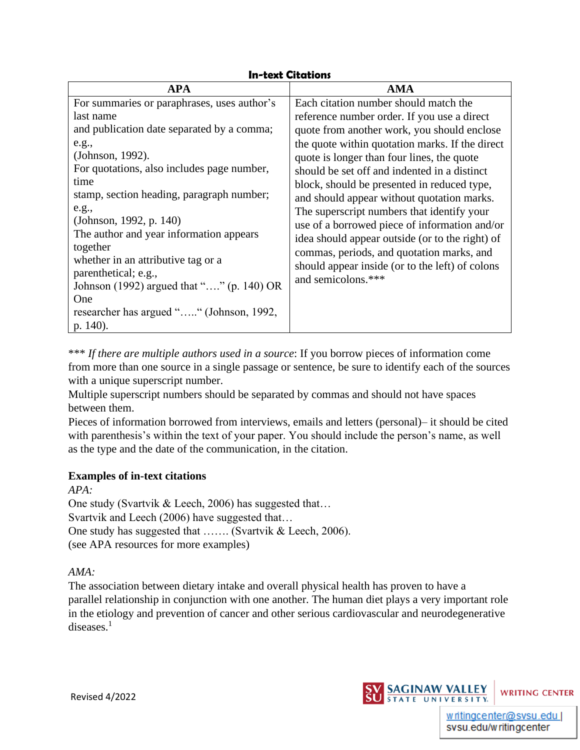**In-text Citations**

| APA | AMA |
| --- | --- |
| For summaries or paraphrases, uses author's last name and publication date separated by a comma; e.g., (Johnson, 1992). For quotations, also includes page number, time stamp, section heading, paragraph number; e.g., (Johnson, 1992, p. 140) The author and year information appears together whether in an attributive tag or a parenthetical; e.g., Johnson (1992) argued that "…." (p. 140) OR One researcher has argued "….." (Johnson, 1992, p. 140). | Each citation number should match the reference number order. If you use a direct quote from another work, you should enclose the quote within quotation marks. If the direct quote is longer than four lines, the quote should be set off and indented in a distinct block, should be presented in reduced type, and should appear without quotation marks. The superscript numbers that identify your use of a borrowed piece of information and/or idea should appear outside (or to the right) of commas, periods, and quotation marks, and should appear inside (or to the left) of colons and semicolons.*** |

*** *If there are multiple authors used in a source*: If you borrow pieces of information come from more than one source in a single passage or sentence, be sure to identify each of the sources with a unique superscript number.

Multiple superscript numbers should be separated by commas and should not have spaces between them.

Pieces of information borrowed from interviews, emails and letters (personal)– it should be cited with parenthesis's within the text of your paper. You should include the person's name, as well as the type and the date of the communication, in the citation.

**Examples of in-text citations**

*APA:*

One study (Svartvik & Leech, 2006) has suggested that…

Svartvik and Leech (2006) have suggested that…

One study has suggested that ……. (Svartvik & Leech, 2006).

(see APA resources for more examples)

*AMA:*

The association between dietary intake and overall physical health has proven to have a parallel relationship in conjunction with one another. The human diet plays a very important role in the etiology and prevention of cancer and other serious cardiovascular and neurodegenerative diseases.[1]

Revised 4/2022

SAGINAW VALLEY STATE UNIVERSITY WRITING CENTER

writingcenter@svsu.edu | svsu.edu/writingcenter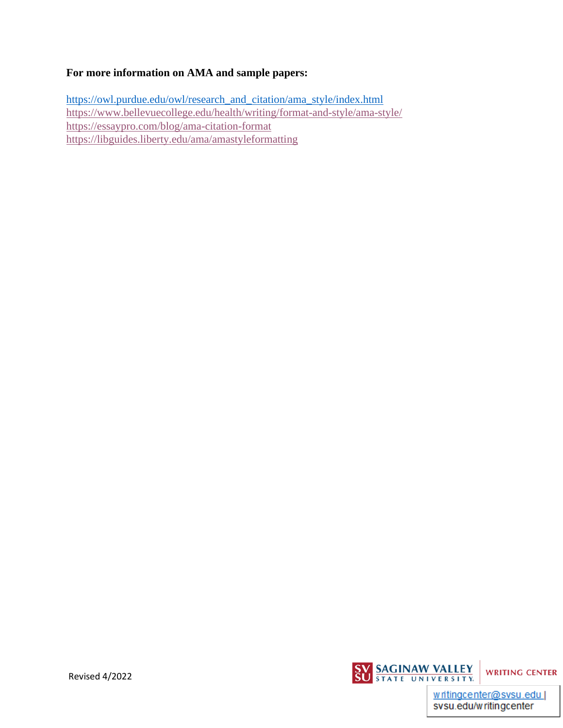**For more information on AMA and sample papers:**

https://owl.purdue.edu/owl/research_and_citation/ama_style/index.html
https://www.bellevuecollege.edu/health/writing/format-and-style/ama-style/
https://essaypro.com/blog/ama-citation-format
https://libguides.liberty.edu/ama/amastyleformatting

Revised 4/2022

SAGINAW VALLEY STATE UNIVERSITY WRITING CENTER

writingcenter@svsu.edu | svsu.edu/writingcenter